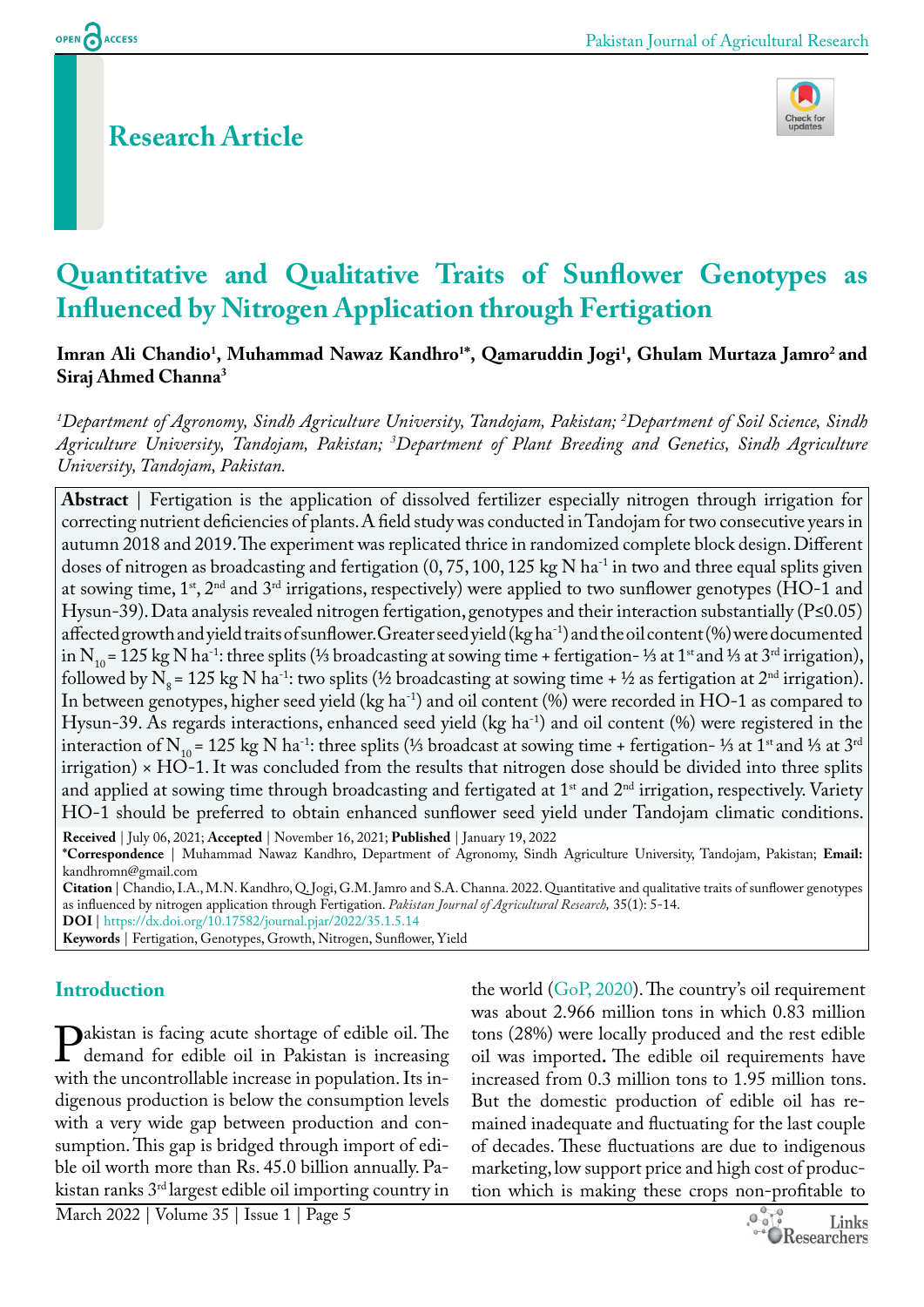# Research Article

# Quantitative and Qualitative Traits of Sunflower Genotypes as Influenced by Nitrogen Application through Fertigation

**Imran Ali Chandio[1], Muhammad Nawaz Kandhro[1*], Qamaruddin Jogi[1], Ghulam Murtaza Jamro[2] and Siraj Ahmed Channa[3]**

*[1]Department of Agronomy, Sindh Agriculture University, Tandojam, Pakistan; [2]Department of Soil Science, Sindh Agriculture University, Tandojam, Pakistan; [3]Department of Plant Breeding and Genetics, Sindh Agriculture University, Tandojam, Pakistan.*

**Abstract** | Fertigation is the application of dissolved fertilizer especially nitrogen through irrigation for correcting nutrient deficiencies of plants. A field study was conducted in Tandojam for two consecutive years in autumn 2018 and 2019. The experiment was replicated thrice in randomized complete block design. Different doses of nitrogen as broadcasting and fertigation (0, 75, 100, 125 kg N ha$^{-1}$ in two and three equal splits given at sowing time, 1$^{st}$, 2$^{nd}$ and 3$^{rd}$ irrigations, respectively) were applied to two sunflower genotypes (HO-1 and Hysun-39). Data analysis revealed nitrogen fertigation, genotypes and their interaction substantially ($P \leq 0.05$) affected growth and yield traits of sunflower. Greater seed yield (kg ha$^{-1}$) and the oil content (%) were documented in $N_{10}$ = 125 kg N ha$^{-1}$: three splits (⅓ broadcasting at sowing time + fertigation- ⅓ at 1$^{st}$ and ⅓ at 3$^{rd}$ irrigation), followed by $N_8$ = 125 kg N ha$^{-1}$: two splits (½ broadcasting at sowing time + ½ as fertigation at 2$^{nd}$ irrigation). In between genotypes, higher seed yield (kg ha$^{-1}$) and oil content (%) were recorded in HO-1 as compared to Hysun-39. As regards interactions, enhanced seed yield (kg ha$^{-1}$) and oil content (%) were registered in the interaction of $N_{10}$ = 125 kg N ha$^{-1}$: three splits (⅓ broadcast at sowing time + fertigation- ⅓ at 1$^{st}$ and ⅓ at 3$^{rd}$ irrigation) × HO-1. It was concluded from the results that nitrogen dose should be divided into three splits and applied at sowing time through broadcasting and fertigated at 1$^{st}$ and 2$^{nd}$ irrigation, respectively. Variety HO-1 should be preferred to obtain enhanced sunflower seed yield under Tandojam climatic conditions.

**Received** | July 06, 2021; **Accepted** | November 16, 2021; **Published** | January 19, 2022

***Correspondence** | Muhammad Nawaz Kandhro, Department of Agronomy, Sindh Agriculture University, Tandojam, Pakistan; **Email:** kandhromn@gmail.com

**Citation** | Chandio, I.A., M.N. Kandhro, Q. Jogi, G.M. Jamro and S.A. Channa. 2022. Quantitative and qualitative traits of sunflower genotypes as influenced by nitrogen application through Fertigation. *Pakistan Journal of Agricultural Research,* 35(1): 5-14.

**DOI** | https://dx.doi.org/10.17582/journal.pjar/2022/35.1.5.14

**Keywords** | Fertigation, Genotypes, Growth, Nitrogen, Sunflower, Yield

## Introduction

Pakistan is facing acute shortage of edible oil. The demand for edible oil in Pakistan is increasing with the uncontrollable increase in population. Its indigenous production is below the consumption levels with a very wide gap between production and consumption. This gap is bridged through import of edible oil worth more than Rs. 45.0 billion annually. Pakistan ranks 3$^{rd}$ largest edible oil importing country in the world (GoP, 2020). The country's oil requirement was about 2.966 million tons in which 0.83 million tons (28%) were locally produced and the rest edible oil was imported**.** The edible oil requirements have increased from 0.3 million tons to 1.95 million tons. But the domestic production of edible oil has remained inadequate and fluctuating for the last couple of decades. These fluctuations are due to indigenous marketing, low support price and high cost of production which is making these crops non-profitable to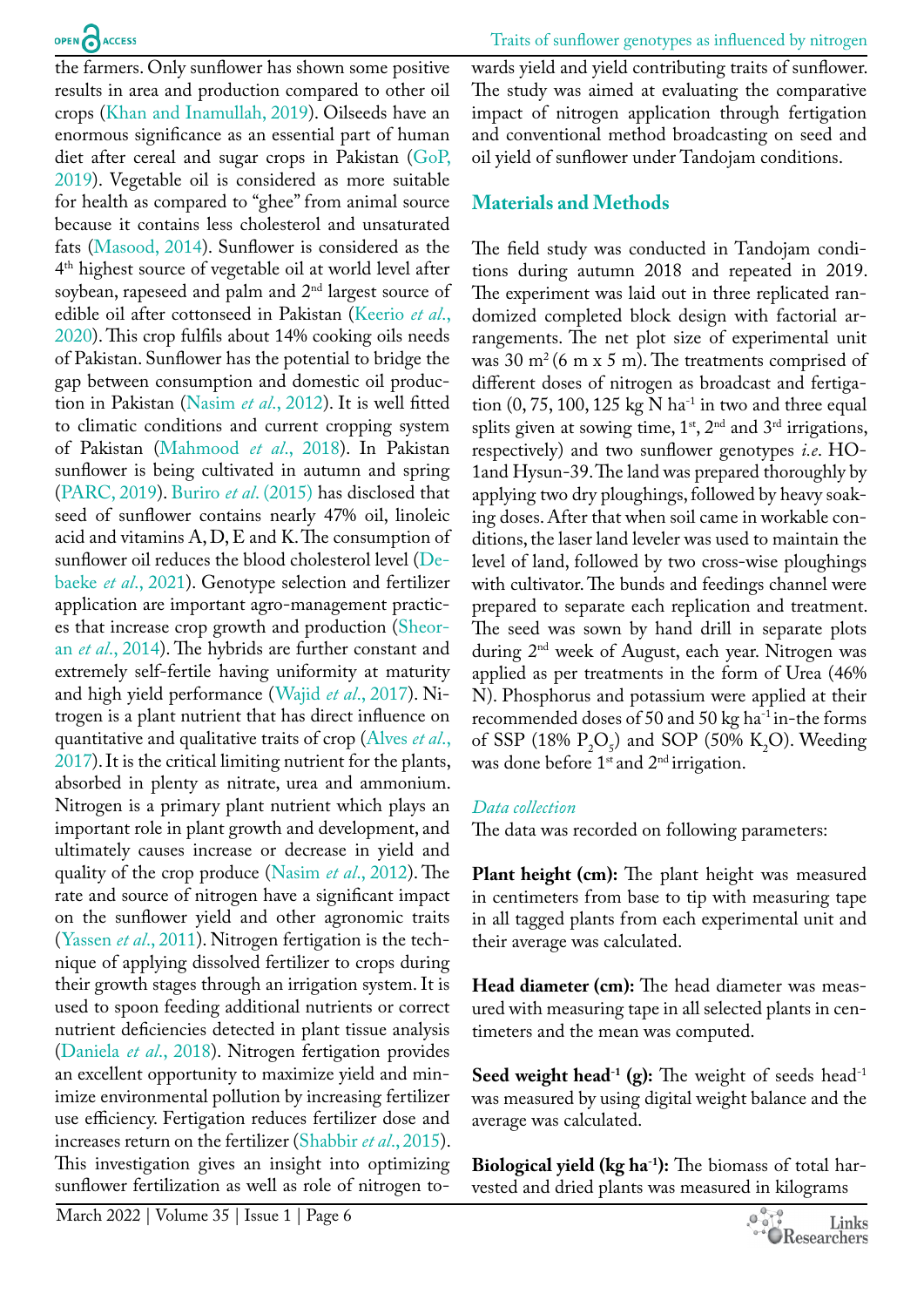the farmers. Only sunflower has shown some positive results in area and production compared to other oil crops (Khan and Inamullah, 2019). Oilseeds have an enormous significance as an essential part of human diet after cereal and sugar crops in Pakistan (GoP, 2019). Vegetable oil is considered as more suitable for health as compared to "ghee" from animal source because it contains less cholesterol and unsaturated fats (Masood, 2014). Sunflower is considered as the 4th highest source of vegetable oil at world level after soybean, rapeseed and palm and 2nd largest source of edible oil after cottonseed in Pakistan (Keerio *et al*., 2020). This crop fulfils about 14% cooking oils needs of Pakistan. Sunflower has the potential to bridge the gap between consumption and domestic oil production in Pakistan (Nasim *et al*., 2012). It is well fitted to climatic conditions and current cropping system of Pakistan (Mahmood *et al*., 2018). In Pakistan sunflower is being cultivated in autumn and spring (PARC, 2019). Buriro *et al*. (2015) has disclosed that seed of sunflower contains nearly 47% oil, linoleic acid and vitamins A, D, E and K. The consumption of sunflower oil reduces the blood cholesterol level (Debaeke *et al*., 2021). Genotype selection and fertilizer application are important agro-management practices that increase crop growth and production (Sheoran *et al*., 2014). The hybrids are further constant and extremely self-fertile having uniformity at maturity and high yield performance (Wajid *et al*., 2017). Nitrogen is a plant nutrient that has direct influence on quantitative and qualitative traits of crop (Alves *et al*., 2017). It is the critical limiting nutrient for the plants, absorbed in plenty as nitrate, urea and ammonium. Nitrogen is a primary plant nutrient which plays an important role in plant growth and development, and ultimately causes increase or decrease in yield and quality of the crop produce (Nasim *et al*., 2012). The rate and source of nitrogen have a significant impact on the sunflower yield and other agronomic traits (Yassen *et al*., 2011). Nitrogen fertigation is the technique of applying dissolved fertilizer to crops during their growth stages through an irrigation system. It is used to spoon feeding additional nutrients or correct nutrient deficiencies detected in plant tissue analysis (Daniela *et al*., 2018). Nitrogen fertigation provides an excellent opportunity to maximize yield and minimize environmental pollution by increasing fertilizer use efficiency. Fertigation reduces fertilizer dose and increases return on the fertilizer (Shabbir *et al*., 2015). This investigation gives an insight into optimizing sunflower fertilization as well as role of nitrogen towards yield and yield contributing traits of sunflower. The study was aimed at evaluating the comparative impact of nitrogen application through fertigation and conventional method broadcasting on seed and oil yield of sunflower under Tandojam conditions.

## Materials and Methods

The field study was conducted in Tandojam conditions during autumn 2018 and repeated in 2019. The experiment was laid out in three replicated randomized completed block design with factorial arrangements. The net plot size of experimental unit was 30 $m^2$ (6 m x 5 m). The treatments comprised of different doses of nitrogen as broadcast and fertigation (0, 75, 100, 125 kg N $ha^{-1}$ in two and three equal splits given at sowing time, 1st, 2nd and 3rd irrigations, respectively) and two sunflower genotypes *i.e*. HO-1and Hysun-39. The land was prepared thoroughly by applying two dry ploughings, followed by heavy soaking doses. After that when soil came in workable conditions, the laser land leveler was used to maintain the level of land, followed by two cross-wise ploughings with cultivator. The bunds and feedings channel were prepared to separate each replication and treatment. The seed was sown by hand drill in separate plots during 2nd week of August, each year. Nitrogen was applied as per treatments in the form of Urea (46% N). Phosphorus and potassium were applied at their recommended doses of 50 and 50 kg $ha^{-1}$ in-the forms of SSP (18% $P_2O_5$) and SOP (50% $K_2O$). Weeding was done before 1st and 2nd irrigation.

### *Data collection*

The data was recorded on following parameters:

**Plant height (cm):** The plant height was measured in centimeters from base to tip with measuring tape in all tagged plants from each experimental unit and their average was calculated.

**Head diameter (cm):** The head diameter was measured with measuring tape in all selected plants in centimeters and the mean was computed.

**Seed weight head$^{-1}$ (g):** The weight of seeds head$^{-1}$ was measured by using digital weight balance and the average was calculated.

**Biological yield (kg ha$^{-1}$):** The biomass of total harvested and dried plants was measured in kilograms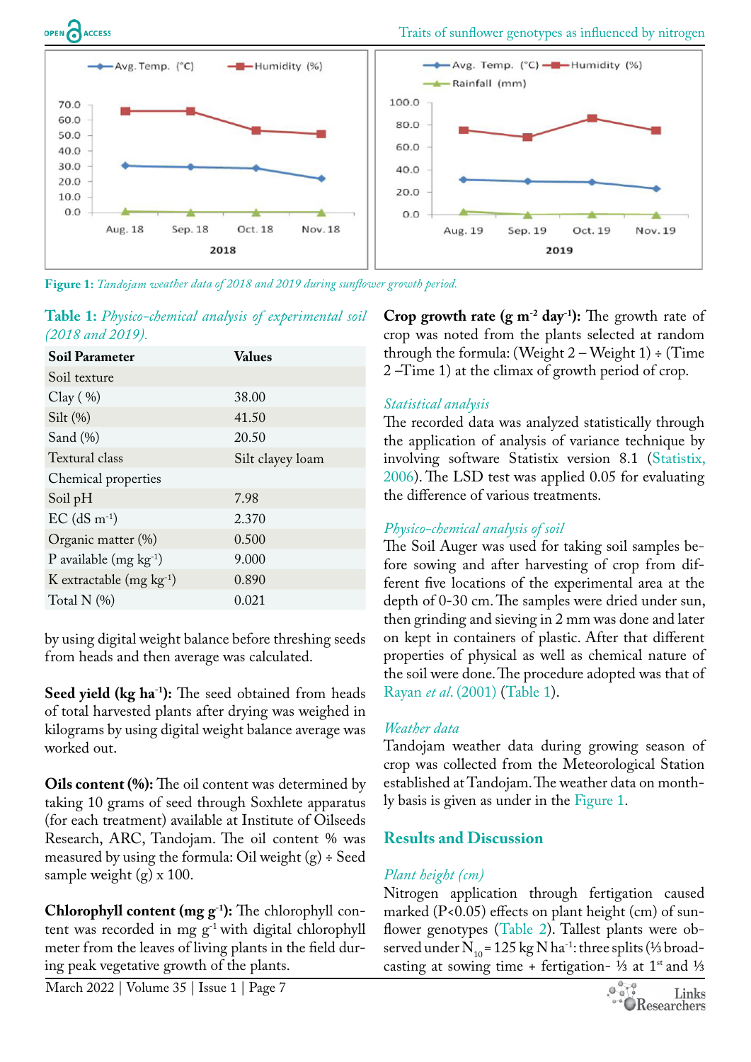Figure 1: *Tandojam weather data of 2018 and 2019 during sunflower growth period.*

**Table 1:** *Physico-chemical analysis of experimental soil (2018 and 2019).*

| Soil Parameter | Values |
|---|---|
| Soil texture | |
| Clay ( %) | 38.00 |
| Silt (%) | 41.50 |
| Sand (%) | 20.50 |
| Textural class | Silt clayey loam |
| Chemical properties | |
| Soil pH | 7.98 |
| EC (dS $m^{-1}$) | 2.370 |
| Organic matter (%) | 0.500 |
| P available (mg $kg^{-1}$) | 9.000 |
| K extractable (mg $kg^{-1}$) | 0.890 |
| Total N (%) | 0.021 |

by using digital weight balance before threshing seeds from heads and then average was calculated.

**Seed yield (kg $ha^{-1}$):** The seed obtained from heads of total harvested plants after drying was weighed in kilograms by using digital weight balance average was worked out.

**Oils content (%):** The oil content was determined by taking 10 grams of seed through Soxhlete apparatus (for each treatment) available at Institute of Oilseeds Research, ARC, Tandojam. The oil content % was measured by using the formula: Oil weight (g) ÷ Seed sample weight (g) x 100.

**Chlorophyll content (mg $g^{-1}$):** The chlorophyll content was recorded in mg $g^{-1}$ with digital chlorophyll meter from the leaves of living plants in the field during peak vegetative growth of the plants.

**Crop growth rate (g $m^{-2}$ $day^{-1}$):** The growth rate of crop was noted from the plants selected at random through the formula: (Weight 2 – Weight 1) ÷ (Time 2 –Time 1) at the climax of growth period of crop.

### *Statistical analysis*

The recorded data was analyzed statistically through the application of analysis of variance technique by involving software Statistix version 8.1 (Statistix, 2006). The LSD test was applied 0.05 for evaluating the difference of various treatments.

### *Physico-chemical analysis of soil*

The Soil Auger was used for taking soil samples before sowing and after harvesting of crop from different five locations of the experimental area at the depth of 0-30 cm. The samples were dried under sun, then grinding and sieving in 2 mm was done and later on kept in containers of plastic. After that different properties of physical as well as chemical nature of the soil were done. The procedure adopted was that of Rayan *et al.* (2001) (Table 1).

### *Weather data*

Tandojam weather data during growing season of crop was collected from the Meteorological Station established at Tandojam. The weather data on monthly basis is given as under in the Figure 1.

## Results and Discussion

### *Plant height (cm)*

Nitrogen application through fertigation caused marked ($P<0.05$) effects on plant height (cm) of sunflower genotypes (Table 2). Tallest plants were observed under $N_{10}$ = 125 kg N $ha^{-1}$: three splits (⅓ broadcasting at sowing time + fertigation- ⅓ at 1st and ⅓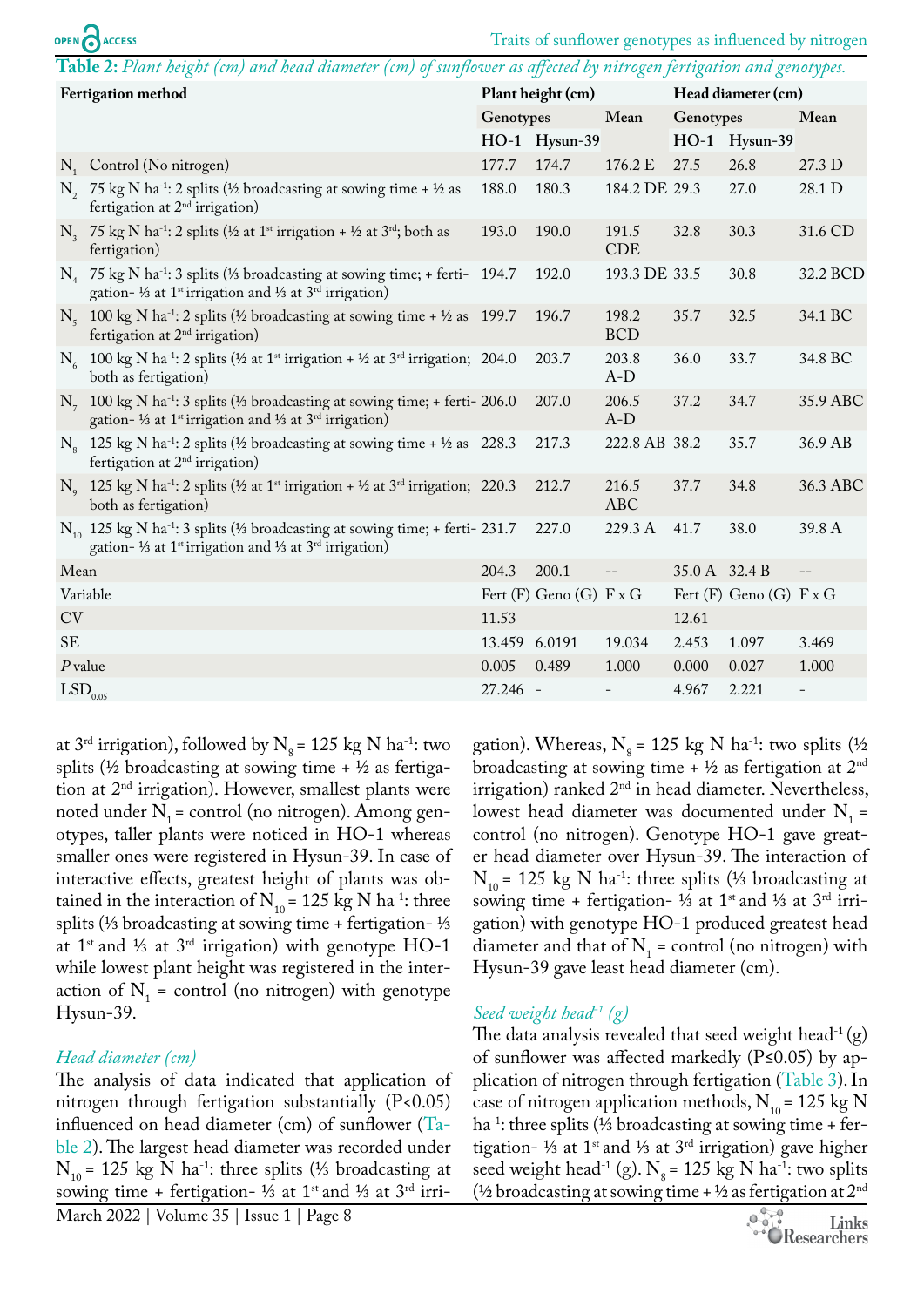**Table 2:** *Plant height (cm) and head diameter (cm) of sunflower as affected by nitrogen fertigation and genotypes.*

| Fertigation method | | Plant height (cm) | | | Head diameter (cm) | | |
|---|---|---|---|---|---|---|---|
| | | Genotypes | | Mean | Genotypes | | Mean |
| | | HO-1 | Hysun-39 | | HO-1 | Hysun-39 | |
| $N_1$ | Control (No nitrogen) | 177.7 | 174.7 | 176.2 E | 27.5 | 26.8 | 27.3 D |
| $N_2$ | 75 kg N $ha^{-1}$: 2 splits (½ broadcasting at sowing time + ½ as fertigation at 2nd irrigation) | 188.0 | 180.3 | 184.2 DE | 29.3 | 27.0 | 28.1 D |
| $N_3$ | 75 kg N $ha^{-1}$: 2 splits (½ at 1st irrigation + ½ at 3rd; both as fertigation) | 193.0 | 190.0 | 191.5 CDE | 32.8 | 30.3 | 31.6 CD |
| $N_4$ | 75 kg N $ha^{-1}$: 3 splits (⅓ broadcasting at sowing time; + fertigation- ⅓ at 1st irrigation and ⅓ at 3rd irrigation) | 194.7 | 192.0 | 193.3 DE | 33.5 | 30.8 | 32.2 BCD |
| $N_5$ | 100 kg N $ha^{-1}$: 2 splits (½ broadcasting at sowing time + ½ as fertigation at 2nd irrigation) | 199.7 | 196.7 | 198.2 BCD | 35.7 | 32.5 | 34.1 BC |
| $N_6$ | 100 kg N $ha^{-1}$: 2 splits (½ at 1st irrigation + ½ at 3rd irrigation; both as fertigation) | 204.0 | 203.7 | 203.8 A-D | 36.0 | 33.7 | 34.8 BC |
| $N_7$ | 100 kg N $ha^{-1}$: 3 splits (⅓ broadcasting at sowing time; + fertigation- ⅓ at 1st irrigation and ⅓ at 3rd irrigation) | 206.0 | 207.0 | 206.5 A-D | 37.2 | 34.7 | 35.9 ABC |
| $N_8$ | 125 kg N $ha^{-1}$: 2 splits (½ broadcasting at sowing time + ½ as fertigation at 2nd irrigation) | 228.3 | 217.3 | 222.8 AB | 38.2 | 35.7 | 36.9 AB |
| $N_9$ | 125 kg N $ha^{-1}$: 2 splits (½ at 1st irrigation + ½ at 3rd irrigation; both as fertigation) | 220.3 | 212.7 | 216.5 ABC | 37.7 | 34.8 | 36.3 ABC |
| $N_{10}$ | 125 kg N $ha^{-1}$: 3 splits (⅓ broadcasting at sowing time; + fertigation- ⅓ at 1st irrigation and ⅓ at 3rd irrigation) | 231.7 | 227.0 | 229.3 A | 41.7 | 38.0 | 39.8 A |
| Mean | | 204.3 | 200.1 | -- | 35.0 A | 32.4 B | -- |
| Variable | | Fert (F) | Geno (G) | F x G | Fert (F) | Geno (G) | F x G |
| CV | | 11.53 | | | 12.61 | | |
| SE | | 13.459 | 6.0191 | 19.034 | 2.453 | 1.097 | 3.469 |
| *P* value | | 0.005 | 0.489 | 1.000 | 0.000 | 0.027 | 1.000 |
| $LSD_{0.05}$ | | 27.246 | - | - | 4.967 | 2.221 | - |

at 3rd irrigation), followed by $N_8$ = 125 kg N $ha^{-1}$: two splits (½ broadcasting at sowing time + ½ as fertigation at 2nd irrigation). However, smallest plants were noted under $N_1$ = control (no nitrogen). Among genotypes, taller plants were noticed in HO-1 whereas smaller ones were registered in Hysun-39. In case of interactive effects, greatest height of plants was obtained in the interaction of $N_{10}$ = 125 kg N $ha^{-1}$: three splits (⅓ broadcasting at sowing time + fertigation- ⅓ at 1st and ⅓ at 3rd irrigation) with genotype HO-1 while lowest plant height was registered in the interaction of $N_1$ = control (no nitrogen) with genotype Hysun-39.

### *Head diameter (cm)*

The analysis of data indicated that application of nitrogen through fertigation substantially ($P<0.05$) influenced on head diameter (cm) of sunflower (Table 2). The largest head diameter was recorded under $N_{10}$ = 125 kg N $ha^{-1}$: three splits (⅓ broadcasting at sowing time + fertigation- ⅓ at 1st and ⅓ at 3rd irrigation). Whereas, $N_8$ = 125 kg N $ha^{-1}$: two splits (½ broadcasting at sowing time + ½ as fertigation at 2nd irrigation) ranked 2nd in head diameter. Nevertheless, lowest head diameter was documented under $N_1$ = control (no nitrogen). Genotype HO-1 gave greater head diameter over Hysun-39. The interaction of $N_{10}$ = 125 kg N $ha^{-1}$: three splits (⅓ broadcasting at sowing time + fertigation- ⅓ at 1st and ⅓ at 3rd irrigation) with genotype HO-1 produced greatest head diameter and that of $N_1$ = control (no nitrogen) with Hysun-39 gave least head diameter (cm).

### *Seed weight head$^{-1}$ (g)*

The data analysis revealed that seed weight head$^{-1}$ (g) of sunflower was affected markedly ($P \le 0.05$) by application of nitrogen through fertigation (Table 3). In case of nitrogen application methods, $N_{10}$ = 125 kg N $ha^{-1}$: three splits (⅓ broadcasting at sowing time + fertigation- ⅓ at 1st and ⅓ at 3rd irrigation) gave higher seed weight head$^{-1}$ (g). $N_8$ = 125 kg N $ha^{-1}$: two splits (½ broadcasting at sowing time + ½ as fertigation at 2nd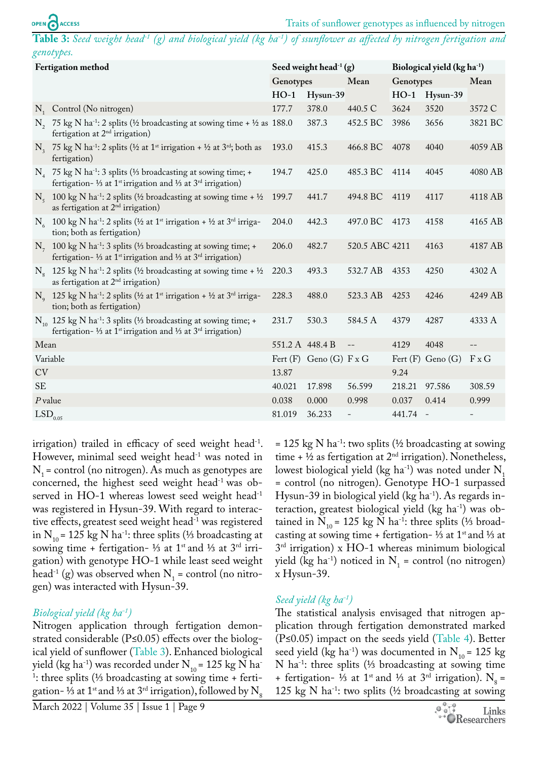**Table 3:** *Seed weight head$^{-1}$ (g) and biological yield (kg ha$^{-1}$) of ssunflower as affected by nitrogen fertigation and genotypes.*

| Fertigation method | | Seed weight head$^{-1}$ (g) | | | Biological yield (kg ha$^{-1}$) | | |
|---|---|---|---|---|---|---|---|
| | | Genotypes | | Mean | Genotypes | | Mean |
| | | HO-1 | Hysun-39 | | HO-1 | Hysun-39 | |
| $N_1$ | Control (No nitrogen) | 177.7 | 378.0 | 440.5 C | 3624 | 3520 | 3572 C |
| $N_2$ | 75 kg N ha$^{-1}$: 2 splits (½ broadcasting at sowing time + ½ as fertigation at 2$^{nd}$ irrigation) | 188.0 | 387.3 | 452.5 BC | 3986 | 3656 | 3821 BC |
| $N_3$ | 75 kg N ha$^{-1}$: 2 splits (½ at 1$^{st}$ irrigation + ½ at 3$^{rd}$; both as fertigation) | 193.0 | 415.3 | 466.8 BC | 4078 | 4040 | 4059 AB |
| $N_4$ | 75 kg N ha$^{-1}$: 3 splits (⅓ broadcasting at sowing time; + fertigation- ⅓ at 1$^{st}$ irrigation and ⅓ at 3$^{rd}$ irrigation) | 194.7 | 425.0 | 485.3 BC | 4114 | 4045 | 4080 AB |
| $N_5$ | 100 kg N ha$^{-1}$: 2 splits (½ broadcasting at sowing time + ½ as fertigation at 2$^{nd}$ irrigation) | 199.7 | 441.7 | 494.8 BC | 4119 | 4117 | 4118 AB |
| $N_6$ | 100 kg N ha$^{-1}$: 2 splits (½ at 1$^{st}$ irrigation + ½ at 3$^{rd}$ irrigation; both as fertigation) | 204.0 | 442.3 | 497.0 BC | 4173 | 4158 | 4165 AB |
| $N_7$ | 100 kg N ha$^{-1}$: 3 splits (⅓ broadcasting at sowing time; + fertigation- ⅓ at 1$^{st}$ irrigation and ⅓ at 3$^{rd}$ irrigation) | 206.0 | 482.7 | 520.5 ABC | 4211 | 4163 | 4187 AB |
| $N_8$ | 125 kg N ha$^{-1}$: 2 splits (½ broadcasting at sowing time + ½ as fertigation at 2$^{nd}$ irrigation) | 220.3 | 493.3 | 532.7 AB | 4353 | 4250 | 4302 A |
| $N_9$ | 125 kg N ha$^{-1}$: 2 splits (½ at 1$^{st}$ irrigation + ½ at 3$^{rd}$ irrigation; both as fertigation) | 228.3 | 488.0 | 523.3 AB | 4253 | 4246 | 4249 AB |
| $N_{10}$ | 125 kg N ha$^{-1}$: 3 splits (⅓ broadcasting at sowing time; + fertigation- ⅓ at 1$^{st}$ irrigation and ⅓ at 3$^{rd}$ irrigation) | 231.7 | 530.3 | 584.5 A | 4379 | 4287 | 4333 A |
| Mean | | 551.2 A | 448.4 B | -- | 4129 | 4048 | -- |
| Variable | | Fert (F) | Geno (G) | F x G | Fert (F) | Geno (G) | F x G |
| CV | | 13.87 | | | 9.24 | | |
| SE | | 40.021 | 17.898 | 56.599 | 218.21 | 97.586 | 308.59 |
| *P* value | | 0.038 | 0.000 | 0.998 | 0.037 | 0.414 | 0.999 |
| $LSD_{0.05}$ | | 81.019 | 36.233 | - | 441.74 | - | - |

irrigation) trailed in efficacy of seed weight head$^{-1}$. However, minimal seed weight head$^{-1}$ was noted in $N_1$ = control (no nitrogen). As much as genotypes are concerned, the highest seed weight head$^{-1}$ was observed in HO-1 whereas lowest seed weight head$^{-1}$ was registered in Hysun-39. With regard to interactive effects, greatest seed weight head$^{-1}$ was registered in $N_{10}$ = 125 kg N ha$^{-1}$: three splits (⅓ broadcasting at sowing time + fertigation- ⅓ at 1$^{st}$ and ⅓ at 3$^{rd}$ irrigation) with genotype HO-1 while least seed weight head$^{-1}$ (g) was observed when $N_1$ = control (no nitrogen) was interacted with Hysun-39.

### *Biological yield (kg ha$^{-1}$)*

Nitrogen application through fertigation demonstrated considerable ($P \leq 0.05$) effects over the biological yield of sunflower (Table 3). Enhanced biological yield (kg ha$^{-1}$) was recorded under $N_{10}$ = 125 kg N ha$^{-1}$: three splits (⅓ broadcasting at sowing time + fertigation- ⅓ at 1$^{st}$ and ⅓ at 3$^{rd}$ irrigation), followed by $N_8$ = 125 kg N ha$^{-1}$: two splits (½ broadcasting at sowing time + ½ as fertigation at 2$^{nd}$ irrigation). Nonetheless, lowest biological yield (kg ha$^{-1}$) was noted under $N_1$ = control (no nitrogen). Genotype HO-1 surpassed Hysun-39 in biological yield (kg ha$^{-1}$). As regards interaction, greatest biological yield (kg ha$^{-1}$) was obtained in $N_{10}$ = 125 kg N ha$^{-1}$: three splits (⅓ broadcasting at sowing time + fertigation- ⅓ at 1$^{st}$ and ⅓ at 3$^{rd}$ irrigation) x HO-1 whereas minimum biological yield (kg ha$^{-1}$) noticed in $N_1$ = control (no nitrogen) x Hysun-39.

### *Seed yield (kg ha$^{-1}$)*

The statistical analysis envisaged that nitrogen application through fertigation demonstrated marked ($P \leq 0.05$) impact on the seeds yield (Table 4). Better seed yield (kg ha$^{-1}$) was documented in $N_{10}$ = 125 kg N ha$^{-1}$: three splits (⅓ broadcasting at sowing time + fertigation- ⅓ at 1$^{st}$ and ⅓ at 3$^{rd}$ irrigation). $N_8$ = 125 kg N ha$^{-1}$: two splits (½ broadcasting at sowing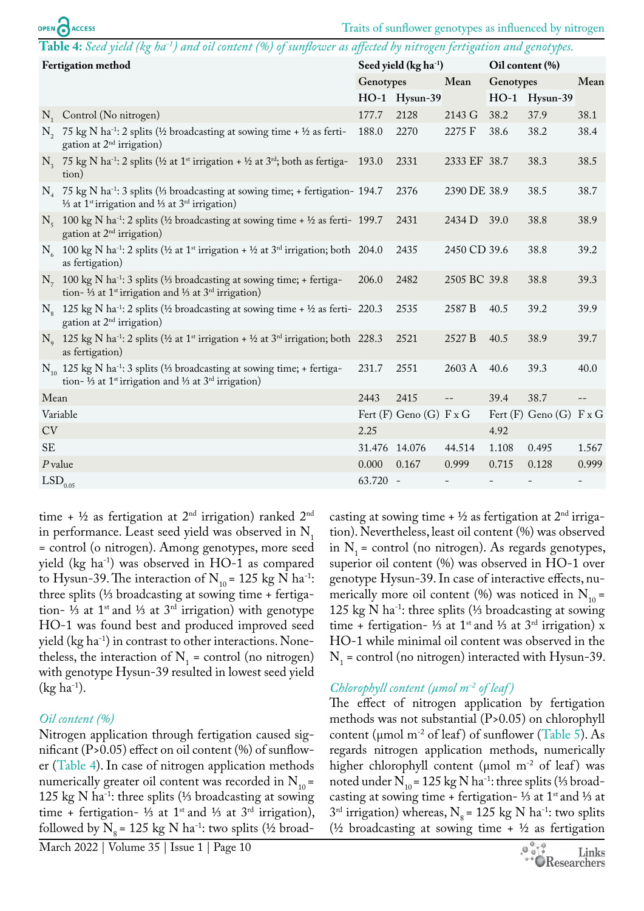**Table 4:** *Seed yield (kg ha$^{-1}$) and oil content (%) of sunflower as affected by nitrogen fertigation and genotypes.*

| Fertigation method | | Seed yield (kg ha$^{-1}$) | | | Oil content (%) | | |
|---|---|---|---|---|---|---|---|
| | | Genotypes | | Mean | Genotypes | | Mean |
| | | HO-1 | Hysun-39 | | HO-1 | Hysun-39 | |
| $N_1$ | Control (No nitrogen) | 177.7 | 2128 | 2143 G | 38.2 | 37.9 | 38.1 |
| $N_2$ | 75 kg N ha$^{-1}$: 2 splits (½ broadcasting at sowing time + ½ as fertigation at 2$^{nd}$ irrigation) | 188.0 | 2270 | 2275 F | 38.6 | 38.2 | 38.4 |
| $N_3$ | 75 kg N ha$^{-1}$: 2 splits (½ at 1$^{st}$ irrigation + ½ at 3$^{rd}$; both as fertigation) | 193.0 | 2331 | 2333 EF | 38.7 | 38.3 | 38.5 |
| $N_4$ | 75 kg N ha$^{-1}$: 3 splits (⅓ broadcasting at sowing time; + fertigation- ⅓ at 1$^{st}$ irrigation and ⅓ at 3$^{rd}$ irrigation) | 194.7 | 2376 | 2390 DE | 38.9 | 38.5 | 38.7 |
| $N_5$ | 100 kg N ha$^{-1}$: 2 splits (½ broadcasting at sowing time + ½ as fertigation at 2$^{nd}$ irrigation) | 199.7 | 2431 | 2434 D | 39.0 | 38.8 | 38.9 |
| $N_6$ | 100 kg N ha$^{-1}$: 2 splits (½ at 1$^{st}$ irrigation + ½ at 3$^{rd}$ irrigation; both as fertigation) | 204.0 | 2435 | 2450 CD | 39.6 | 38.8 | 39.2 |
| $N_7$ | 100 kg N ha$^{-1}$: 3 splits (⅓ broadcasting at sowing time; + fertigation- ⅓ at 1$^{st}$ irrigation and ⅓ at 3$^{rd}$ irrigation) | 206.0 | 2482 | 2505 BC | 39.8 | 38.8 | 39.3 |
| $N_8$ | 125 kg N ha$^{-1}$: 2 splits (½ broadcasting at sowing time + ½ as fertigation at 2$^{nd}$ irrigation) | 220.3 | 2535 | 2587 B | 40.5 | 39.2 | 39.9 |
| $N_9$ | 125 kg N ha$^{-1}$: 2 splits (½ at 1$^{st}$ irrigation + ½ at 3$^{rd}$ irrigation; both as fertigation) | 228.3 | 2521 | 2527 B | 40.5 | 38.9 | 39.7 |
| $N_{10}$ | 125 kg N ha$^{-1}$: 3 splits (⅓ broadcasting at sowing time; + fertigation- ⅓ at 1$^{st}$ irrigation and ⅓ at 3$^{rd}$ irrigation) | 231.7 | 2551 | 2603 A | 40.6 | 39.3 | 40.0 |
| Mean | | 2443 | 2415 | -- | 39.4 | 38.7 | -- |
| Variable | | Fert (F) | Geno (G) | F x G | Fert (F) | Geno (G) | F x G |
| CV | | 2.25 | | | 4.92 | | |
| SE | | 31.476 | 14.076 | 44.514 | 1.108 | 0.495 | 1.567 |
| *P* value | | 0.000 | 0.167 | 0.999 | 0.715 | 0.128 | 0.999 |
| $LSD_{0.05}$ | | 63.720 | - | - | - | - | - |

time + ½ as fertigation at 2$^{nd}$ irrigation) ranked 2$^{nd}$ in performance. Least seed yield was observed in $N_1$ = control (o nitrogen). Among genotypes, more seed yield (kg ha$^{-1}$) was observed in HO-1 as compared to Hysun-39. The interaction of $N_{10}$ = 125 kg N ha$^{-1}$: three splits (⅓ broadcasting at sowing time + fertigation- ⅓ at 1$^{st}$ and ⅓ at 3$^{rd}$ irrigation) with genotype HO-1 was found best and produced improved seed yield (kg ha$^{-1}$) in contrast to other interactions. Nonetheless, the interaction of $N_1$ = control (no nitrogen) with genotype Hysun-39 resulted in lowest seed yield (kg ha$^{-1}$).

*Oil content (%)*

Nitrogen application through fertigation caused significant (P>0.05) effect on oil content (%) of sunflower (Table 4). In case of nitrogen application methods numerically greater oil content was recorded in $N_{10}$ = 125 kg N ha$^{-1}$: three splits (⅓ broadcasting at sowing time + fertigation- ⅓ at 1$^{st}$ and ⅓ at 3$^{rd}$ irrigation), followed by $N_8$ = 125 kg N ha$^{-1}$: two splits (½ broadcasting at sowing time + ½ as fertigation at 2$^{nd}$ irrigation). Nevertheless, least oil content (%) was observed in $N_1$ = control (no nitrogen). As regards genotypes, superior oil content (%) was observed in HO-1 over genotype Hysun-39. In case of interactive effects, numerically more oil content (%) was noticed in $N_{10}$ = 125 kg N ha$^{-1}$: three splits (⅓ broadcasting at sowing time + fertigation- ⅓ at 1$^{st}$ and ⅓ at 3$^{rd}$ irrigation) x HO-1 while minimal oil content was observed in the $N_1$ = control (no nitrogen) interacted with Hysun-39.

*Chlorophyll content (µmol m$^{-2}$ of leaf)*

The effect of nitrogen application by fertigation methods was not substantial (P>0.05) on chlorophyll content (µmol m$^{-2}$ of leaf) of sunflower (Table 5). As regards nitrogen application methods, numerically higher chlorophyll content (µmol m$^{-2}$ of leaf) was noted under $N_{10}$ = 125 kg N ha$^{-1}$: three splits (⅓ broadcasting at sowing time + fertigation- ⅓ at 1$^{st}$ and ⅓ at 3$^{rd}$ irrigation) whereas, $N_8$ = 125 kg N ha$^{-1}$: two splits (½ broadcasting at sowing time + ½ as fertigation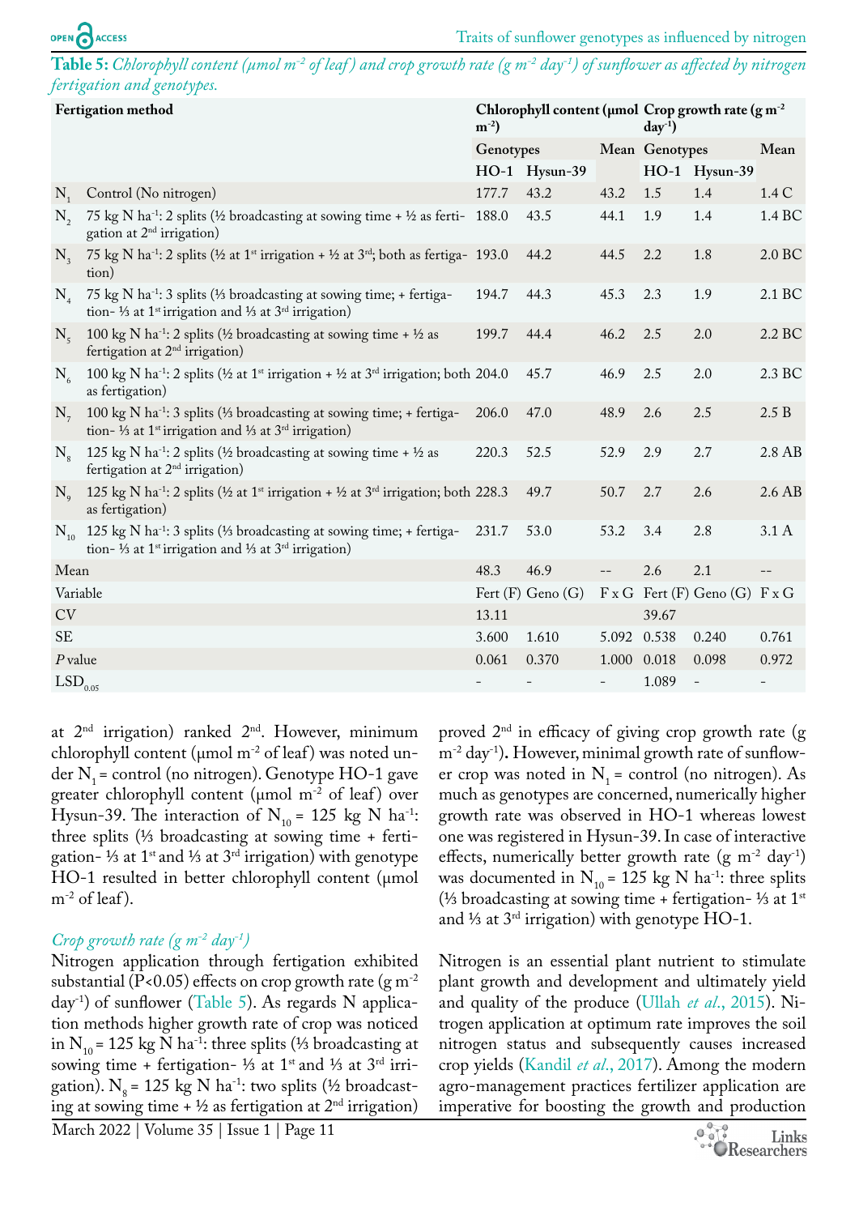**Table 5:** *Chlorophyll content (μmol m⁻² of leaf) and crop growth rate (g m⁻² day⁻¹) of sunflower as affected by nitrogen fertigation and genotypes.*

| Fertigation method | | Chlorophyll content (μmol $m^{-2}$) | | | Crop growth rate (g $m^{-2}$ $day^{-1}$) | | |
|---|---|---|---|---|---|---|---|
| | | Genotypes | | Mean | Genotypes | | Mean |
| | | HO-1 | Hysun-39 | | HO-1 | Hysun-39 | |
| $N_1$ | Control (No nitrogen) | 177.7 | 43.2 | 43.2 | 1.5 | 1.4 | 1.4 C |
| $N_2$ | 75 kg N $ha^{-1}$: 2 splits (½ broadcasting at sowing time + ½ as fertigation at 2nd irrigation) | 188.0 | 43.5 | 44.1 | 1.9 | 1.4 | 1.4 BC |
| $N_3$ | 75 kg N $ha^{-1}$: 2 splits (½ at 1st irrigation + ½ at 3rd; both as fertigation) | 193.0 | 44.2 | 44.5 | 2.2 | 1.8 | 2.0 BC |
| $N_4$ | 75 kg N $ha^{-1}$: 3 splits (⅓ broadcasting at sowing time; + fertigation- ⅓ at 1st irrigation and ⅓ at 3rd irrigation) | 194.7 | 44.3 | 45.3 | 2.3 | 1.9 | 2.1 BC |
| $N_5$ | 100 kg N $ha^{-1}$: 2 splits (½ broadcasting at sowing time + ½ as fertigation at 2nd irrigation) | 199.7 | 44.4 | 46.2 | 2.5 | 2.0 | 2.2 BC |
| $N_6$ | 100 kg N $ha^{-1}$: 2 splits (½ at 1st irrigation + ½ at 3rd irrigation; both as fertigation) | 204.0 | 45.7 | 46.9 | 2.5 | 2.0 | 2.3 BC |
| $N_7$ | 100 kg N $ha^{-1}$: 3 splits (⅓ broadcasting at sowing time; + fertigation- ⅓ at 1st irrigation and ⅓ at 3rd irrigation) | 206.0 | 47.0 | 48.9 | 2.6 | 2.5 | 2.5 B |
| $N_8$ | 125 kg N $ha^{-1}$: 2 splits (½ broadcasting at sowing time + ½ as fertigation at 2nd irrigation) | 220.3 | 52.5 | 52.9 | 2.9 | 2.7 | 2.8 AB |
| $N_9$ | 125 kg N $ha^{-1}$: 2 splits (½ at 1st irrigation + ½ at 3rd irrigation; both as fertigation) | 228.3 | 49.7 | 50.7 | 2.7 | 2.6 | 2.6 AB |
| $N_{10}$ | 125 kg N $ha^{-1}$: 3 splits (⅓ broadcasting at sowing time; + fertigation- ⅓ at 1st irrigation and ⅓ at 3rd irrigation) | 231.7 | 53.0 | 53.2 | 3.4 | 2.8 | 3.1 A |
| Mean | | 48.3 | 46.9 | -- | 2.6 | 2.1 | -- |
| Variable | | Fert (F) | Geno (G) | F x G | Fert (F) | Geno (G) | F x G |
| CV | | 13.11 | | | 39.67 | | |
| SE | | 3.600 | 1.610 | 5.092 | 0.538 | 0.240 | 0.761 |
| *P* value | | 0.061 | 0.370 | 1.000 | 0.018 | 0.098 | 0.972 |
| $LSD_{0.05}$ | | - | - | - | 1.089 | - | - |

at 2nd irrigation) ranked 2nd. However, minimum chlorophyll content (μmol $m^{-2}$ of leaf) was noted under $N_1$ = control (no nitrogen). Genotype HO-1 gave greater chlorophyll content (μmol $m^{-2}$ of leaf) over Hysun-39. The interaction of $N_{10}$ = 125 kg N $ha^{-1}$: three splits (⅓ broadcasting at sowing time + fertigation- ⅓ at 1st and ⅓ at 3rd irrigation) with genotype HO-1 resulted in better chlorophyll content (μmol $m^{-2}$ of leaf).

### *Crop growth rate (g m⁻² day⁻¹)*

Nitrogen application through fertigation exhibited substantial ($P<0.05$) effects on crop growth rate (g $m^{-2}$ $day^{-1}$) of sunflower (Table 5). As regards N application methods higher growth rate of crop was noticed in $N_{10}$ = 125 kg N $ha^{-1}$: three splits (⅓ broadcasting at sowing time + fertigation- ⅓ at 1st and ⅓ at 3rd irrigation). $N_8$ = 125 kg N $ha^{-1}$: two splits (½ broadcasting at sowing time + ½ as fertigation at 2nd irrigation) proved 2nd in efficacy of giving crop growth rate (g $m^{-2}$ $day^{-1}$)**.** However, minimal growth rate of sunflower crop was noted in $N_1$ = control (no nitrogen). As much as genotypes are concerned, numerically higher growth rate was observed in HO-1 whereas lowest one was registered in Hysun-39. In case of interactive effects, numerically better growth rate (g $m^{-2}$ $day^{-1}$) was documented in $N_{10}$ = 125 kg N $ha^{-1}$: three splits (⅓ broadcasting at sowing time + fertigation- ⅓ at 1st and ⅓ at 3rd irrigation) with genotype HO-1.

Nitrogen is an essential plant nutrient to stimulate plant growth and development and ultimately yield and quality of the produce (Ullah *et al*., 2015). Nitrogen application at optimum rate improves the soil nitrogen status and subsequently causes increased crop yields (Kandil *et al*., 2017). Among the modern agro-management practices fertilizer application are imperative for boosting the growth and production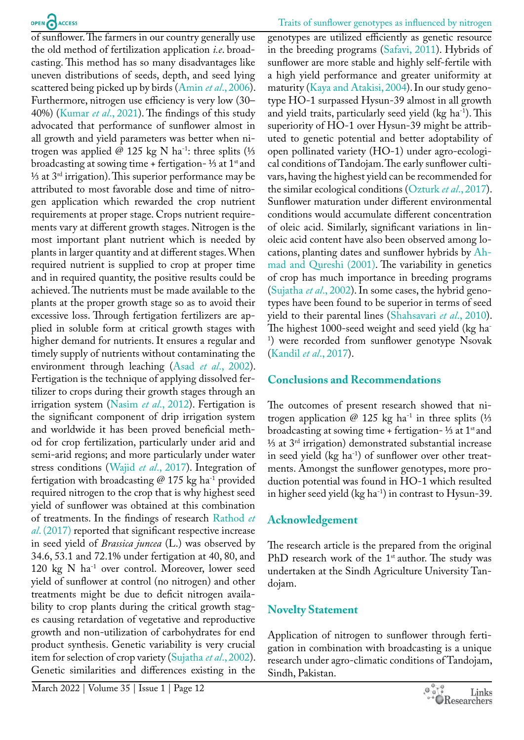of sunflower. The farmers in our country generally use the old method of fertilization application *i.e.* broadcasting. This method has so many disadvantages like uneven distributions of seeds, depth, and seed lying scattered being picked up by birds (Amin *et al*., 2006). Furthermore, nitrogen use efficiency is very low (30–40%) (Kumar *et al*., 2021). The findings of this study advocated that performance of sunflower almost in all growth and yield parameters was better when nitrogen was applied @ 125 kg N $ha^{-1}$: three splits (⅓ broadcasting at sowing time + fertigation- ⅓ at 1st and ⅓ at 3rd irrigation). This superior performance may be attributed to most favorable dose and time of nitrogen application which rewarded the crop nutrient requirements at proper stage. Crops nutrient requirements vary at different growth stages. Nitrogen is the most important plant nutrient which is needed by plants in larger quantity and at different stages. When required nutrient is supplied to crop at proper time and in required quantity, the positive results could be achieved. The nutrients must be made available to the plants at the proper growth stage so as to avoid their excessive loss. Through fertigation fertilizers are applied in soluble form at critical growth stages with higher demand for nutrients. It ensures a regular and timely supply of nutrients without contaminating the environment through leaching (Asad *et al*., 2002). Fertigation is the technique of applying dissolved fertilizer to crops during their growth stages through an irrigation system (Nasim *et al*., 2012). Fertigation is the significant component of drip irrigation system and worldwide it has been proved beneficial method for crop fertilization, particularly under arid and semi-arid regions; and more particularly under water stress conditions (Wajid *et al*., 2017). Integration of fertigation with broadcasting @ 175 kg $ha^{-1}$ provided required nitrogen to the crop that is why highest seed yield of sunflower was obtained at this combination of treatments. In the findings of research Rathod *et al*. (2017) reported that significant respective increase in seed yield of *Brassica juncea* (L.) was observed by 34.6, 53.1 and 72.1% under fertigation at 40, 80, and 120 kg N $ha^{-1}$ over control. Moreover, lower seed yield of sunflower at control (no nitrogen) and other treatments might be due to deficit nitrogen availability to crop plants during the critical growth stages causing retardation of vegetative and reproductive growth and non-utilization of carbohydrates for end product synthesis. Genetic variability is very crucial item for selection of crop variety (Sujatha *et al*., 2002). Genetic similarities and differences existing in the genotypes are utilized efficiently as genetic resource in the breeding programs (Safavi, 2011). Hybrids of sunflower are more stable and highly self-fertile with a high yield performance and greater uniformity at maturity (Kaya and Atakisi, 2004). In our study genotype HO-1 surpassed Hysun-39 almost in all growth and yield traits, particularly seed yield (kg $ha^{-1}$). This superiority of HO-1 over Hysun-39 might be attributed to genetic potential and better adoptability of open pollinated variety (HO-1) under agro-ecological conditions of Tandojam. The early sunflower cultivars, having the highest yield can be recommended for the similar ecological conditions (Ozturk *et al*., 2017). Sunflower maturation under different environmental conditions would accumulate different concentration of oleic acid. Similarly, significant variations in linoleic acid content have also been observed among locations, planting dates and sunflower hybrids by Ahmad and Qureshi (2001). The variability in genetics of crop has much importance in breeding programs (Sujatha *et al*., 2002). In some cases, the hybrid genotypes have been found to be superior in terms of seed yield to their parental lines (Shahsavari *et al*., 2010). The highest 1000-seed weight and seed yield (kg $ha^{-1}$) were recorded from sunflower genotype Nsovak (Kandil *et al*., 2017).

## Conclusions and Recommendations

The outcomes of present research showed that nitrogen application @ 125 kg $ha^{-1}$ in three splits (⅓ broadcasting at sowing time + fertigation- ⅓ at 1st and ⅓ at 3rd irrigation) demonstrated substantial increase in seed yield (kg $ha^{-1}$) of sunflower over other treatments. Amongst the sunflower genotypes, more production potential was found in HO-1 which resulted in higher seed yield (kg $ha^{-1}$) in contrast to Hysun-39.

## Acknowledgement

The research article is the prepared from the original PhD research work of the 1st author. The study was undertaken at the Sindh Agriculture University Tandojam.

## Novelty Statement

Application of nitrogen to sunflower through fertigation in combination with broadcasting is a unique research under agro-climatic conditions of Tandojam, Sindh, Pakistan.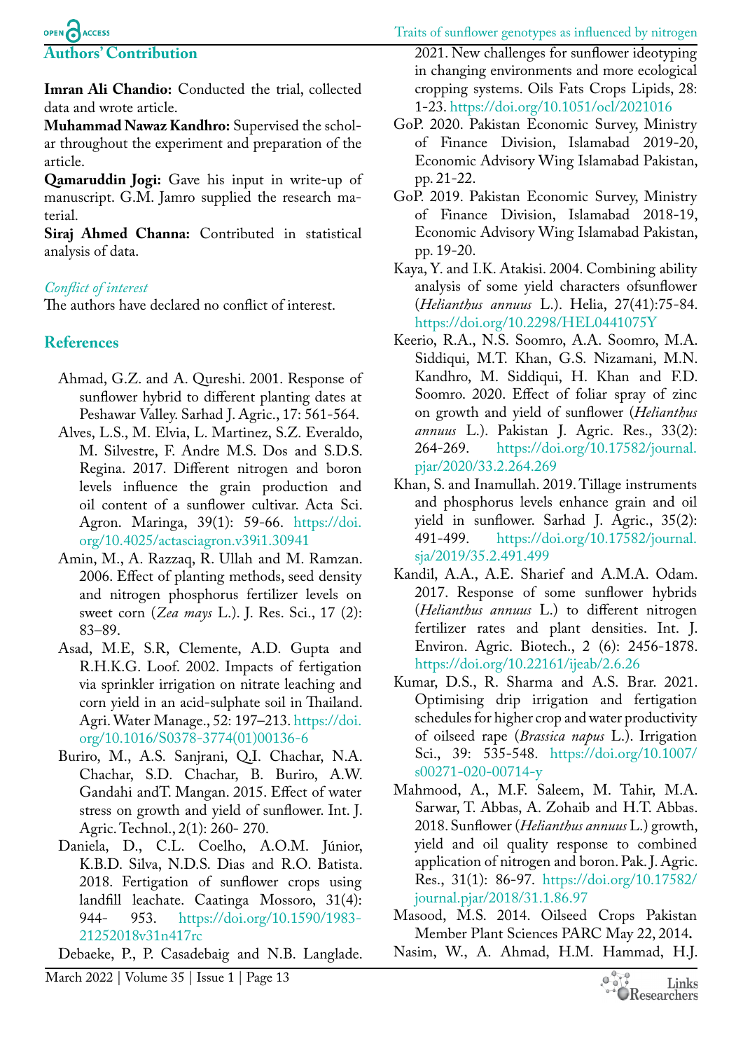## Authors' Contribution

**Imran Ali Chandio:** Conducted the trial, collected data and wrote article.

**Muhammad Nawaz Kandhro:** Supervised the scholar throughout the experiment and preparation of the article.

**Qamaruddin Jogi:** Gave his input in write-up of manuscript. G.M. Jamro supplied the research material.

**Siraj Ahmed Channa:** Contributed in statistical analysis of data.

*Conflict of interest*

The authors have declared no conflict of interest.

## References

Ahmad, G.Z. and A. Qureshi. 2001. Response of sunflower hybrid to different planting dates at Peshawar Valley. Sarhad J. Agric., 17: 561-564.

Alves, L.S., M. Elvia, L. Martinez, S.Z. Everaldo, M. Silvestre, F. Andre M.S. Dos and S.D.S. Regina. 2017. Different nitrogen and boron levels influence the grain production and oil content of a sunflower cultivar. Acta Sci. Agron. Maringa, 39(1): 59-66. https://doi.org/10.4025/actasciagron.v39i1.30941

Amin, M., A. Razzaq, R. Ullah and M. Ramzan. 2006. Effect of planting methods, seed density and nitrogen phosphorus fertilizer levels on sweet corn (*Zea mays* L.). J. Res. Sci., 17 (2): 83–89.

Asad, M.E, S.R, Clemente, A.D. Gupta and R.H.K.G. Loof. 2002. Impacts of fertigation via sprinkler irrigation on nitrate leaching and corn yield in an acid-sulphate soil in Thailand. Agri. Water Manage., 52: 197–213. https://doi.org/10.1016/S0378-3774(01)00136-6

Buriro, M., A.S. Sanjrani, Q.I. Chachar, N.A. Chachar, S.D. Chachar, B. Buriro, A.W. Gandahi andT. Mangan. 2015. Effect of water stress on growth and yield of sunflower. Int. J. Agric. Technol., 2(1): 260- 270.

Daniela, D., C.L. Coelho, A.O.M. Júnior, K.B.D. Silva, N.D.S. Dias and R.O. Batista. 2018. Fertigation of sunflower crops using landfill leachate. Caatinga Mossoro, 31(4): 944- 953. https://doi.org/10.1590/1983-21252018v31n417rc

Debaeke, P., P. Casadebaig and N.B. Langlade. 2021. New challenges for sunflower ideotyping in changing environments and more ecological cropping systems. Oils Fats Crops Lipids, 28: 1-23. https://doi.org/10.1051/ocl/2021016

GoP. 2020. Pakistan Economic Survey, Ministry of Finance Division, Islamabad 2019-20, Economic Advisory Wing Islamabad Pakistan, pp. 21-22.

GoP. 2019. Pakistan Economic Survey, Ministry of Finance Division, Islamabad 2018-19, Economic Advisory Wing Islamabad Pakistan, pp. 19-20.

Kaya, Y. and I.K. Atakisi. 2004. Combining ability analysis of some yield characters ofsunflower (*Helianthus annuus* L.). Helia, 27(41):75-84. https://doi.org/10.2298/HEL0441075Y

Keerio, R.A., N.S. Soomro, A.A. Soomro, M.A. Siddiqui, M.T. Khan, G.S. Nizamani, M.N. Kandhro, M. Siddiqui, H. Khan and F.D. Soomro. 2020. Effect of foliar spray of zinc on growth and yield of sunflower (*Helianthus annuus* L.). Pakistan J. Agric. Res., 33(2): 264-269. https://doi.org/10.17582/journal.pjar/2020/33.2.264.269

Khan, S. and Inamullah. 2019. Tillage instruments and phosphorus levels enhance grain and oil yield in sunflower. Sarhad J. Agric., 35(2): 491-499. https://doi.org/10.17582/journal.sja/2019/35.2.491.499

Kandil, A.A., A.E. Sharief and A.M.A. Odam. 2017. Response of some sunflower hybrids (*Helianthus annuus* L.) to different nitrogen fertilizer rates and plant densities. Int. J. Environ. Agric. Biotech., 2 (6): 2456-1878. https://doi.org/10.22161/ijeab/2.6.26

Kumar, D.S., R. Sharma and A.S. Brar. 2021. Optimising drip irrigation and fertigation schedules for higher crop and water productivity of oilseed rape (*Brassica napus* L.). Irrigation Sci., 39: 535-548. https://doi.org/10.1007/s00271-020-00714-y

Mahmood, A., M.F. Saleem, M. Tahir, M.A. Sarwar, T. Abbas, A. Zohaib and H.T. Abbas. 2018. Sunflower (*Helianthus annuus* L.) growth, yield and oil quality response to combined application of nitrogen and boron. Pak. J. Agric. Res., 31(1): 86-97. https://doi.org/10.17582/journal.pjar/2018/31.1.86.97

Masood, M.S. 2014. Oilseed Crops Pakistan Member Plant Sciences PARC May 22, 2014**.**

Nasim, W., A. Ahmad, H.M. Hammad, H.J.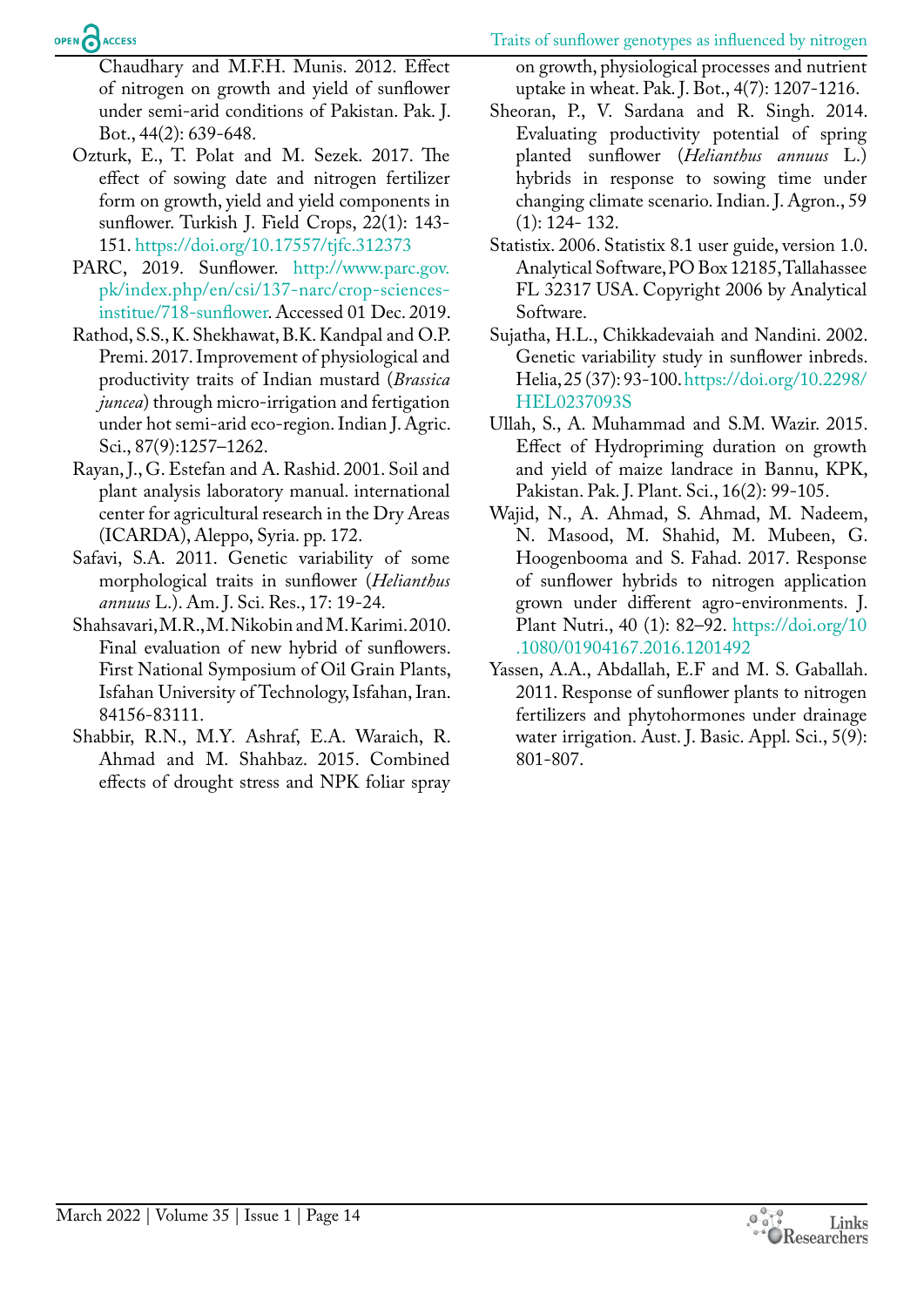Chaudhary and M.F.H. Munis. 2012. Effect of nitrogen on growth and yield of sunflower under semi-arid conditions of Pakistan. Pak. J. Bot., 44(2): 639-648.

Ozturk, E., T. Polat and M. Sezek. 2017. The effect of sowing date and nitrogen fertilizer form on growth, yield and yield components in sunflower. Turkish J. Field Crops, 22(1): 143-151. https://doi.org/10.17557/tjfc.312373

PARC, 2019. Sunflower. http://www.parc.gov.pk/index.php/en/csi/137-narc/crop-sciences-institue/718-sunflower. Accessed 01 Dec. 2019.

Rathod, S.S., K. Shekhawat, B.K. Kandpal and O.P. Premi. 2017. Improvement of physiological and productivity traits of Indian mustard (*Brassica juncea*) through micro-irrigation and fertigation under hot semi-arid eco-region. Indian J. Agric. Sci., 87(9):1257–1262.

Rayan, J., G. Estefan and A. Rashid. 2001. Soil and plant analysis laboratory manual. international center for agricultural research in the Dry Areas (ICARDA), Aleppo, Syria. pp. 172.

Safavi, S.A. 2011. Genetic variability of some morphological traits in sunflower (*Helianthus annuus* L.). Am. J. Sci. Res., 17: 19-24.

Shahsavari, M.R., M. Nikobin and M. Karimi. 2010. Final evaluation of new hybrid of sunflowers. First National Symposium of Oil Grain Plants, Isfahan University of Technology, Isfahan, Iran. 84156-83111.

Shabbir, R.N., M.Y. Ashraf, E.A. Waraich, R. Ahmad and M. Shahbaz. 2015. Combined effects of drought stress and NPK foliar spray on growth, physiological processes and nutrient uptake in wheat. Pak. J. Bot., 4(7): 1207-1216.

Sheoran, P., V. Sardana and R. Singh. 2014. Evaluating productivity potential of spring planted sunflower (*Helianthus annuus* L.) hybrids in response to sowing time under changing climate scenario. Indian. J. Agron., 59 (1): 124- 132.

Statistix. 2006. Statistix 8.1 user guide, version 1.0. Analytical Software, PO Box 12185, Tallahassee FL 32317 USA. Copyright 2006 by Analytical Software.

Sujatha, H.L., Chikkadevaiah and Nandini. 2002. Genetic variability study in sunflower inbreds. Helia, 25 (37): 93-100. https://doi.org/10.2298/HEL0237093S

Ullah, S., A. Muhammad and S.M. Wazir. 2015. Effect of Hydropriming duration on growth and yield of maize landrace in Bannu, KPK, Pakistan. Pak. J. Plant. Sci., 16(2): 99-105.

Wajid, N., A. Ahmad, S. Ahmad, M. Nadeem, N. Masood, M. Shahid, M. Mubeen, G. Hoogenbooma and S. Fahad. 2017. Response of sunflower hybrids to nitrogen application grown under different agro-environments. J. Plant Nutri., 40 (1): 82–92. https://doi.org/10.1080/01904167.2016.1201492

Yassen, A.A., Abdallah, E.F and M. S. Gaballah. 2011. Response of sunflower plants to nitrogen fertilizers and phytohormones under drainage water irrigation. Aust. J. Basic. Appl. Sci., 5(9): 801-807.